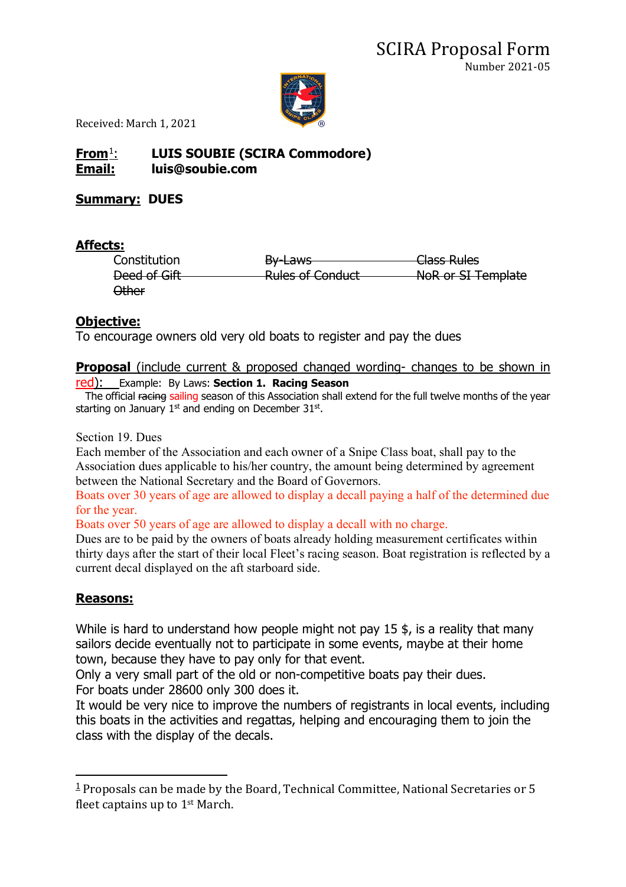# SCIRA Proposal Form

Number 2021-05

Received: March 1, 2021

**From**[1]**:** **LUIS SOUBIE (SCIRA Commodore)**
**Email:** **luis@soubie.com**

**Summary: DUES**

**Affects:**

| | | |
|---|---|---|
| Constitution | ~~By-Laws~~ | ~~Class Rules~~ |
| ~~Deed of Gift~~ | ~~Rules of Conduct~~ | ~~NoR or SI Template~~ |
| ~~Other~~ | | |

**Objective:**

To encourage owners old very old boats to register and pay the dues

**Proposal** (include current & proposed changed wording- changes to be shown in red): Example: By Laws: **Section 1. Racing Season**
The official ~~racing~~ sailing season of this Association shall extend for the full twelve months of the year starting on January 1st and ending on December 31st.

Section 19. Dues
Each member of the Association and each owner of a Snipe Class boat, shall pay to the Association dues applicable to his/her country, the amount being determined by agreement between the National Secretary and the Board of Governors.
Boats over 30 years of age are allowed to display a decall paying a half of the determined due for the year.
Boats over 50 years of age are allowed to display a decall with no charge.
Dues are to be paid by the owners of boats already holding measurement certificates within thirty days after the start of their local Fleet's racing season. Boat registration is reflected by a current decal displayed on the aft starboard side.

**Reasons:**

While is hard to understand how people might not pay 15 $, is a reality that many sailors decide eventually not to participate in some events, maybe at their home town, because they have to pay only for that event.
Only a very small part of the old or non-competitive boats pay their dues.
For boats under 28600 only 300 does it.
It would be very nice to improve the numbers of registrants in local events, including this boats in the activities and regattas, helping and encouraging them to join the class with the display of the decals.

[1] Proposals can be made by the Board, Technical Committee, National Secretaries or 5 fleet captains up to 1st March.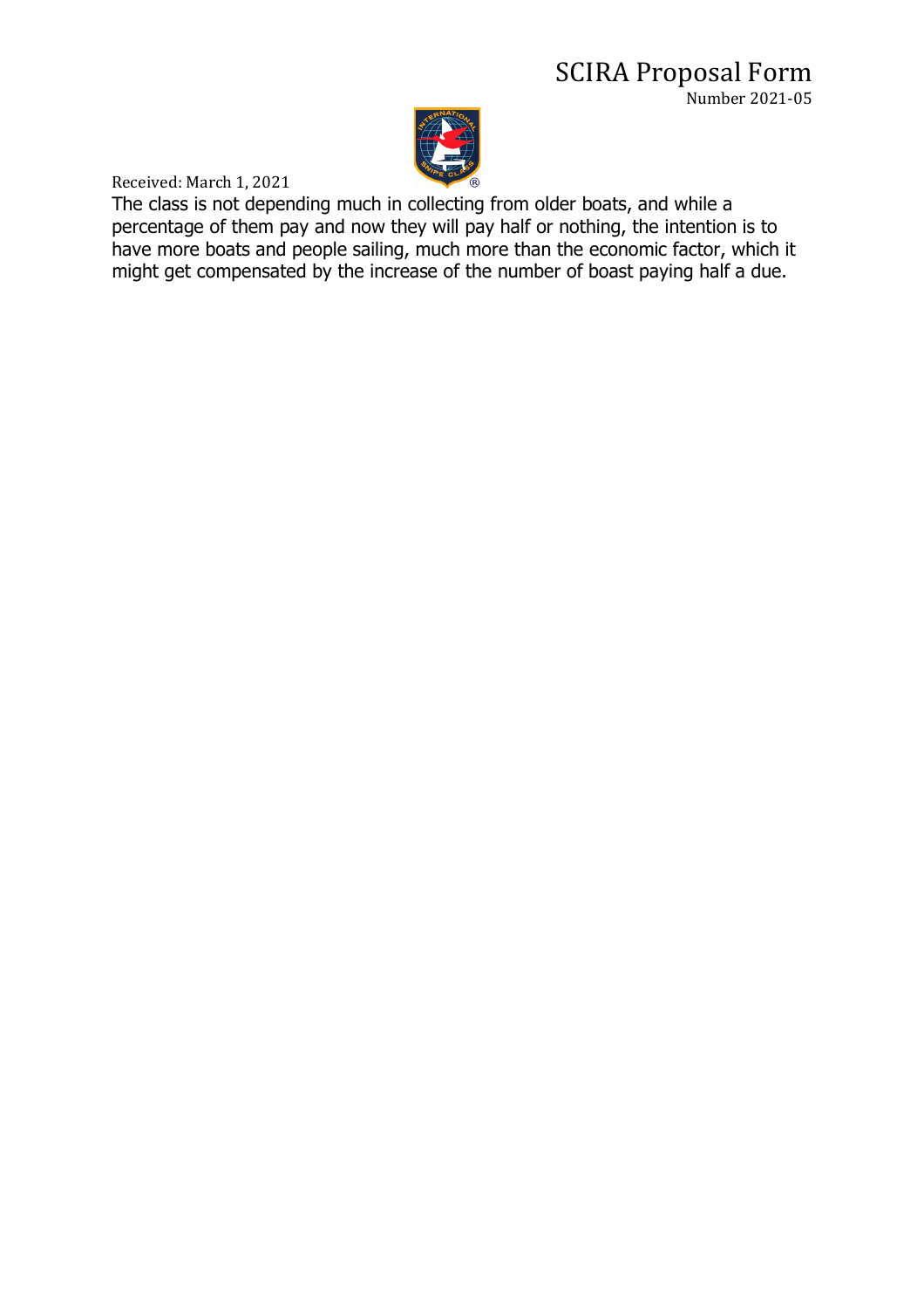# SCIRA Proposal Form

Number 2021-05

Received: March 1, 2021

The class is not depending much in collecting from older boats, and while a percentage of them pay and now they will pay half or nothing, the intention is to have more boats and people sailing, much more than the economic factor, which it might get compensated by the increase of the number of boast paying half a due.